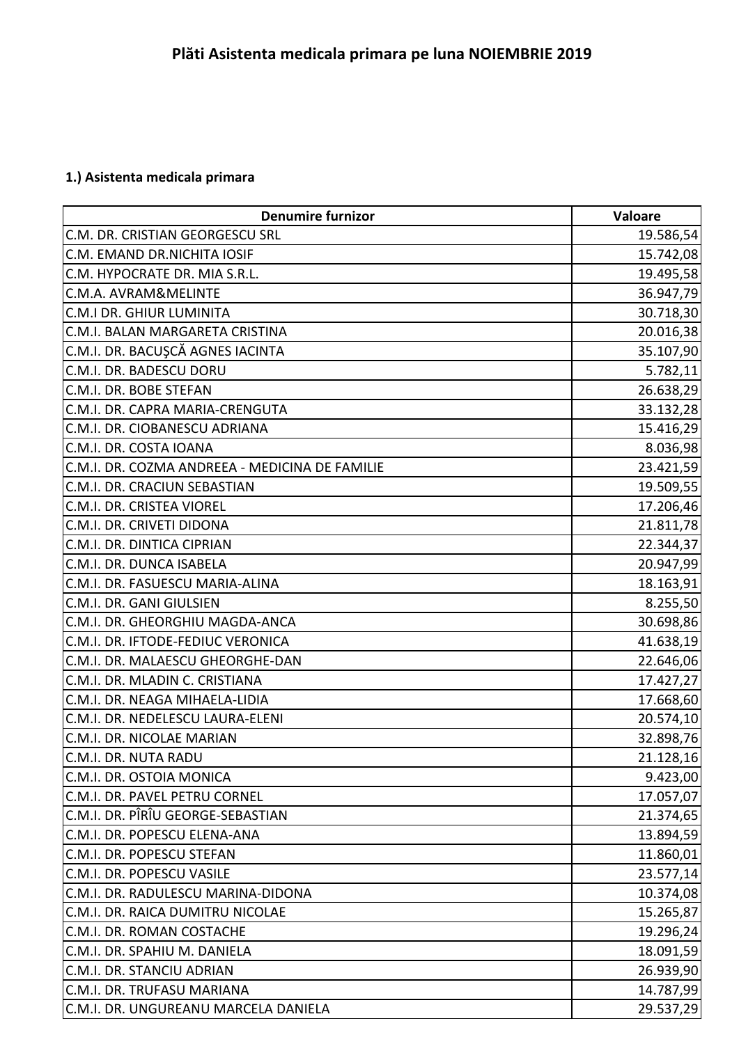# Plăti Asistenta medicala primara pe luna NOIEMBRIE 2019

**1.) Asistenta medicala primara**

| Denumire furnizor | Valoare |
|---|---:|
| C.M. DR. CRISTIAN GEORGESCU SRL | 19.586,54 |
| C.M. EMAND DR.NICHITA IOSIF | 15.742,08 |
| C.M. HYPOCRATE DR. MIA S.R.L. | 19.495,58 |
| C.M.A. AVRAM&MELINTE | 36.947,79 |
| C.M.I DR. GHIUR LUMINITA | 30.718,30 |
| C.M.I. BALAN MARGARETA CRISTINA | 20.016,38 |
| C.M.I. DR. BACUŞCĂ AGNES IACINTA | 35.107,90 |
| C.M.I. DR. BADESCU DORU | 5.782,11 |
| C.M.I. DR. BOBE STEFAN | 26.638,29 |
| C.M.I. DR. CAPRA MARIA-CRENGUTA | 33.132,28 |
| C.M.I. DR. CIOBANESCU ADRIANA | 15.416,29 |
| C.M.I. DR. COSTA IOANA | 8.036,98 |
| C.M.I. DR. COZMA ANDREEA - MEDICINA DE FAMILIE | 23.421,59 |
| C.M.I. DR. CRACIUN SEBASTIAN | 19.509,55 |
| C.M.I. DR. CRISTEA VIOREL | 17.206,46 |
| C.M.I. DR. CRIVETI DIDONA | 21.811,78 |
| C.M.I. DR. DINTICA CIPRIAN | 22.344,37 |
| C.M.I. DR. DUNCA ISABELA | 20.947,99 |
| C.M.I. DR. FASUESCU MARIA-ALINA | 18.163,91 |
| C.M.I. DR. GANI GIULSIEN | 8.255,50 |
| C.M.I. DR. GHEORGHIU MAGDA-ANCA | 30.698,86 |
| C.M.I. DR. IFTODE-FEDIUC VERONICA | 41.638,19 |
| C.M.I. DR. MALAESCU GHEORGHE-DAN | 22.646,06 |
| C.M.I. DR. MLADIN C. CRISTIANA | 17.427,27 |
| C.M.I. DR. NEAGA MIHAELA-LIDIA | 17.668,60 |
| C.M.I. DR. NEDELESCU LAURA-ELENI | 20.574,10 |
| C.M.I. DR. NICOLAE MARIAN | 32.898,76 |
| C.M.I. DR. NUTA RADU | 21.128,16 |
| C.M.I. DR. OSTOIA MONICA | 9.423,00 |
| C.M.I. DR. PAVEL PETRU CORNEL | 17.057,07 |
| C.M.I. DR. PÎRÎU GEORGE-SEBASTIAN | 21.374,65 |
| C.M.I. DR. POPESCU ELENA-ANA | 13.894,59 |
| C.M.I. DR. POPESCU STEFAN | 11.860,01 |
| C.M.I. DR. POPESCU VASILE | 23.577,14 |
| C.M.I. DR. RADULESCU MARINA-DIDONA | 10.374,08 |
| C.M.I. DR. RAICA DUMITRU NICOLAE | 15.265,87 |
| C.M.I. DR. ROMAN COSTACHE | 19.296,24 |
| C.M.I. DR. SPAHIU M. DANIELA | 18.091,59 |
| C.M.I. DR. STANCIU ADRIAN | 26.939,90 |
| C.M.I. DR. TRUFASU MARIANA | 14.787,99 |
| C.M.I. DR. UNGUREANU MARCELA DANIELA | 29.537,29 |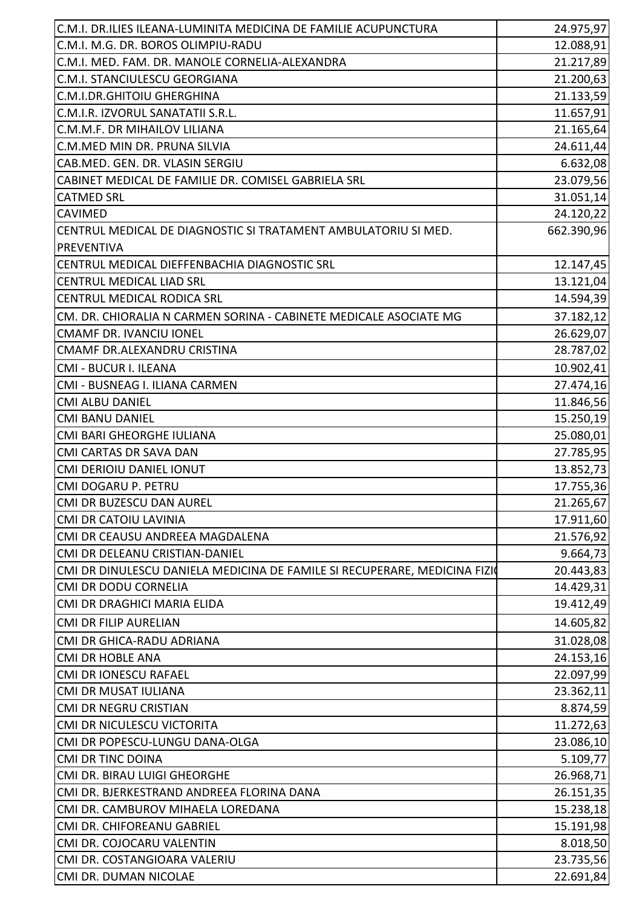| | |
|---|---|
| C.M.I. DR.ILIES ILEANA-LUMINITA MEDICINA DE FAMILIE ACUPUNCTURA | 24.975,97 |
| C.M.I. M.G. DR. BOROS OLIMPIU-RADU | 12.088,91 |
| C.M.I. MED. FAM. DR. MANOLE CORNELIA-ALEXANDRA | 21.217,89 |
| C.M.I. STANCIULESCU GEORGIANA | 21.200,63 |
| C.M.I.DR.GHITOIU GHERGHINA | 21.133,59 |
| C.M.I.R. IZVORUL SANATATII S.R.L. | 11.657,91 |
| C.M.M.F. DR MIHAILOV LILIANA | 21.165,64 |
| C.M.MED MIN DR. PRUNA SILVIA | 24.611,44 |
| CAB.MED. GEN. DR. VLASIN SERGIU | 6.632,08 |
| CABINET MEDICAL DE FAMILIE DR. COMISEL GABRIELA SRL | 23.079,56 |
| CATMED SRL | 31.051,14 |
| CAVIMED | 24.120,22 |
| CENTRUL MEDICAL DE DIAGNOSTIC SI TRATAMENT AMBULATORIU SI MED. PREVENTIVA | 662.390,96 |
| CENTRUL MEDICAL DIEFFENBACHIA DIAGNOSTIC SRL | 12.147,45 |
| CENTRUL MEDICAL LIAD SRL | 13.121,04 |
| CENTRUL MEDICAL RODICA SRL | 14.594,39 |
| CM. DR. CHIORALIA N CARMEN SORINA - CABINETE MEDICALE ASOCIATE MG | 37.182,12 |
| CMAMF DR. IVANCIU IONEL | 26.629,07 |
| CMAMF DR.ALEXANDRU CRISTINA | 28.787,02 |
| CMI - BUCUR I. ILEANA | 10.902,41 |
| CMI - BUSNEAG I. ILIANA CARMEN | 27.474,16 |
| CMI ALBU DANIEL | 11.846,56 |
| CMI BANU DANIEL | 15.250,19 |
| CMI BARI GHEORGHE IULIANA | 25.080,01 |
| CMI CARTAS DR SAVA DAN | 27.785,95 |
| CMI DERIOIU DANIEL IONUT | 13.852,73 |
| CMI DOGARU P. PETRU | 17.755,36 |
| CMI DR BUZESCU DAN AUREL | 21.265,67 |
| CMI DR CATOIU LAVINIA | 17.911,60 |
| CMI DR CEAUSU ANDREEA MAGDALENA | 21.576,92 |
| CMI DR DELEANU CRISTIAN-DANIEL | 9.664,73 |
| CMI DR DINULESCU DANIELA MEDICINA DE FAMILE SI RECUPERARE, MEDICINA FIZI | 20.443,83 |
| CMI DR DODU CORNELIA | 14.429,31 |
| CMI DR DRAGHICI MARIA ELIDA | 19.412,49 |
| CMI DR FILIP AURELIAN | 14.605,82 |
| CMI DR GHICA-RADU ADRIANA | 31.028,08 |
| CMI DR HOBLE ANA | 24.153,16 |
| CMI DR IONESCU RAFAEL | 22.097,99 |
| CMI DR MUSAT IULIANA | 23.362,11 |
| CMI DR NEGRU CRISTIAN | 8.874,59 |
| CMI DR NICULESCU VICTORITA | 11.272,63 |
| CMI DR POPESCU-LUNGU DANA-OLGA | 23.086,10 |
| CMI DR TINC DOINA | 5.109,77 |
| CMI DR. BIRAU LUIGI GHEORGHE | 26.968,71 |
| CMI DR. BJERKESTRAND ANDREEA FLORINA DANA | 26.151,35 |
| CMI DR. CAMBUROV MIHAELA LOREDANA | 15.238,18 |
| CMI DR. CHIFOREANU GABRIEL | 15.191,98 |
| CMI DR. COJOCARU VALENTIN | 8.018,50 |
| CMI DR. COSTANGIOARA VALERIU | 23.735,56 |
| CMI DR. DUMAN NICOLAE | 22.691,84 |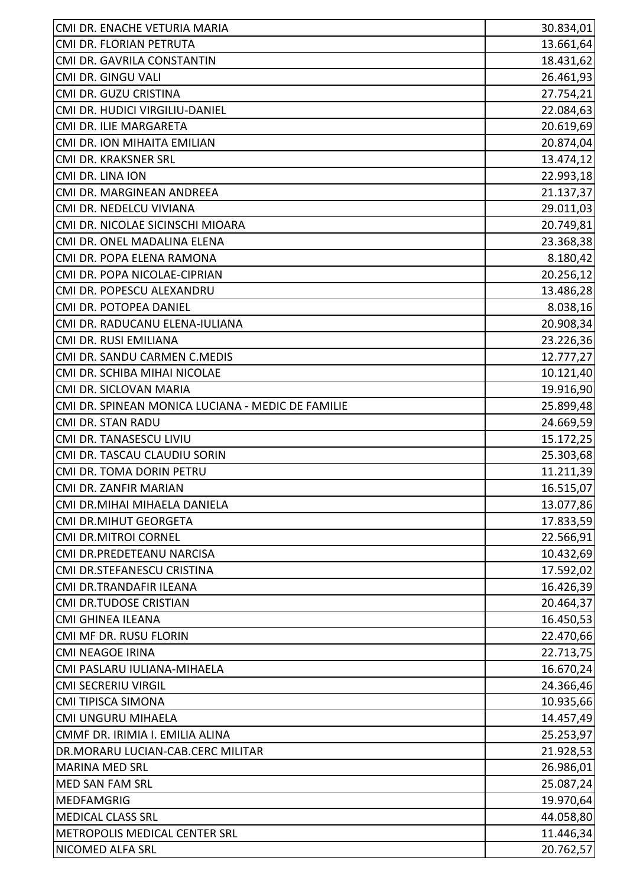| | |
|---|---|
| CMI DR. ENACHE VETURIA MARIA | 30.834,01 |
| CMI DR. FLORIAN PETRUTA | 13.661,64 |
| CMI DR. GAVRILA CONSTANTIN | 18.431,62 |
| CMI DR. GINGU VALI | 26.461,93 |
| CMI DR. GUZU CRISTINA | 27.754,21 |
| CMI DR. HUDICI VIRGILIU-DANIEL | 22.084,63 |
| CMI DR. ILIE MARGARETA | 20.619,69 |
| CMI DR. ION MIHAITA EMILIAN | 20.874,04 |
| CMI DR. KRAKSNER SRL | 13.474,12 |
| CMI DR. LINA ION | 22.993,18 |
| CMI DR. MARGINEAN ANDREEA | 21.137,37 |
| CMI DR. NEDELCU VIVIANA | 29.011,03 |
| CMI DR. NICOLAE SICINSCHI MIOARA | 20.749,81 |
| CMI DR. ONEL MADALINA ELENA | 23.368,38 |
| CMI DR. POPA ELENA RAMONA | 8.180,42 |
| CMI DR. POPA NICOLAE-CIPRIAN | 20.256,12 |
| CMI DR. POPESCU ALEXANDRU | 13.486,28 |
| CMI DR. POTOPEA DANIEL | 8.038,16 |
| CMI DR. RADUCANU ELENA-IULIANA | 20.908,34 |
| CMI DR. RUSI EMILIANA | 23.226,36 |
| CMI DR. SANDU CARMEN C.MEDIS | 12.777,27 |
| CMI DR. SCHIBA MIHAI NICOLAE | 10.121,40 |
| CMI DR. SICLOVAN MARIA | 19.916,90 |
| CMI DR. SPINEAN MONICA LUCIANA - MEDIC DE FAMILIE | 25.899,48 |
| CMI DR. STAN RADU | 24.669,59 |
| CMI DR. TANASESCU LIVIU | 15.172,25 |
| CMI DR. TASCAU CLAUDIU SORIN | 25.303,68 |
| CMI DR. TOMA DORIN PETRU | 11.211,39 |
| CMI DR. ZANFIR MARIAN | 16.515,07 |
| CMI DR.MIHAI MIHAELA DANIELA | 13.077,86 |
| CMI DR.MIHUT GEORGETA | 17.833,59 |
| CMI DR.MITROI CORNEL | 22.566,91 |
| CMI DR.PREDETEANU NARCISA | 10.432,69 |
| CMI DR.STEFANESCU CRISTINA | 17.592,02 |
| CMI DR.TRANDAFIR ILEANA | 16.426,39 |
| CMI DR.TUDOSE CRISTIAN | 20.464,37 |
| CMI GHINEA ILEANA | 16.450,53 |
| CMI MF DR. RUSU FLORIN | 22.470,66 |
| CMI NEAGOE IRINA | 22.713,75 |
| CMI PASLARU IULIANA-MIHAELA | 16.670,24 |
| CMI SECRERIU VIRGIL | 24.366,46 |
| CMI TIPISCA SIMONA | 10.935,66 |
| CMI UNGURU MIHAELA | 14.457,49 |
| CMMF DR. IRIMIA I. EMILIA ALINA | 25.253,97 |
| DR.MORARU LUCIAN-CAB.CERC MILITAR | 21.928,53 |
| MARINA MED SRL | 26.986,01 |
| MED SAN FAM SRL | 25.087,24 |
| MEDFAMGRIG | 19.970,64 |
| MEDICAL CLASS SRL | 44.058,80 |
| METROPOLIS MEDICAL CENTER SRL | 11.446,34 |
| NICOMED ALFA SRL | 20.762,57 |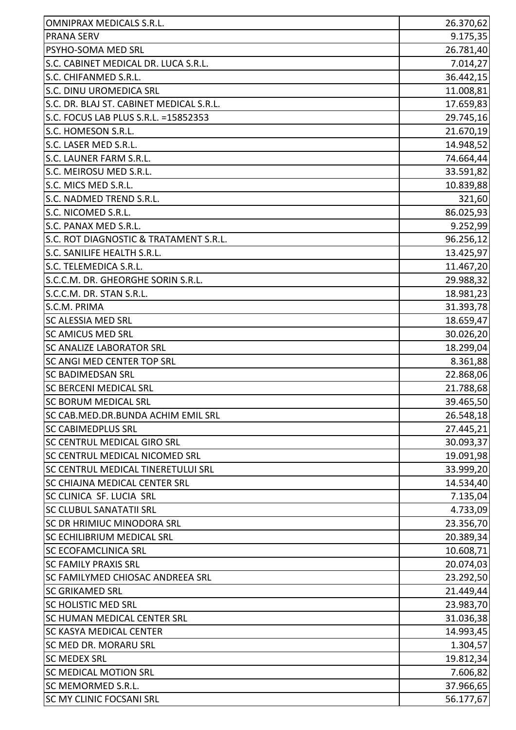| | |
|---|---|
| OMNIPRAX MEDICALS S.R.L. | 26.370,62 |
| PRANA SERV | 9.175,35 |
| PSYHO-SOMA MED SRL | 26.781,40 |
| S.C. CABINET MEDICAL DR. LUCA S.R.L. | 7.014,27 |
| S.C. CHIFANMED S.R.L. | 36.442,15 |
| S.C. DINU UROMEDICA SRL | 11.008,81 |
| S.C. DR. BLAJ ST. CABINET MEDICAL S.R.L. | 17.659,83 |
| S.C. FOCUS LAB PLUS S.R.L. =15852353 | 29.745,16 |
| S.C. HOMESON S.R.L. | 21.670,19 |
| S.C. LASER MED S.R.L. | 14.948,52 |
| S.C. LAUNER FARM S.R.L. | 74.664,44 |
| S.C. MEIROSU MED S.R.L. | 33.591,82 |
| S.C. MICS MED S.R.L. | 10.839,88 |
| S.C. NADMED TREND S.R.L. | 321,60 |
| S.C. NICOMED S.R.L. | 86.025,93 |
| S.C. PANAX MED S.R.L. | 9.252,99 |
| S.C. ROT DIAGNOSTIC & TRATAMENT S.R.L. | 96.256,12 |
| S.C. SANILIFE HEALTH S.R.L. | 13.425,97 |
| S.C. TELEMEDICA S.R.L. | 11.467,20 |
| S.C.C.M. DR. GHEORGHE SORIN S.R.L. | 29.988,32 |
| S.C.C.M. DR. STAN S.R.L. | 18.981,23 |
| S.C.M. PRIMA | 31.393,78 |
| SC ALESSIA MED SRL | 18.659,47 |
| SC AMICUS MED SRL | 30.026,20 |
| SC ANALIZE LABORATOR SRL | 18.299,04 |
| SC ANGI MED CENTER TOP SRL | 8.361,88 |
| SC BADIMEDSAN SRL | 22.868,06 |
| SC BERCENI MEDICAL SRL | 21.788,68 |
| SC BORUM MEDICAL SRL | 39.465,50 |
| SC CAB.MED.DR.BUNDA ACHIM EMIL SRL | 26.548,18 |
| SC CABIMEDPLUS SRL | 27.445,21 |
| SC CENTRUL MEDICAL GIRO SRL | 30.093,37 |
| SC CENTRUL MEDICAL NICOMED SRL | 19.091,98 |
| SC CENTRUL MEDICAL TINERETULUI SRL | 33.999,20 |
| SC CHIAJNA MEDICAL CENTER SRL | 14.534,40 |
| SC CLINICA SF. LUCIA SRL | 7.135,04 |
| SC CLUBUL SANATATII SRL | 4.733,09 |
| SC DR HRIMIUC MINODORA SRL | 23.356,70 |
| SC ECHILIBRIUM MEDICAL SRL | 20.389,34 |
| SC ECOFAMCLINICA SRL | 10.608,71 |
| SC FAMILY PRAXIS SRL | 20.074,03 |
| SC FAMILYMED CHIOSAC ANDREEA SRL | 23.292,50 |
| SC GRIKAMED SRL | 21.449,44 |
| SC HOLISTIC MED SRL | 23.983,70 |
| SC HUMAN MEDICAL CENTER SRL | 31.036,38 |
| SC KASYA MEDICAL CENTER | 14.993,45 |
| SC MED DR. MORARU SRL | 1.304,57 |
| SC MEDEX SRL | 19.812,34 |
| SC MEDICAL MOTION SRL | 7.606,82 |
| SC MEMORMED S.R.L. | 37.966,65 |
| SC MY CLINIC FOCSANI SRL | 56.177,67 |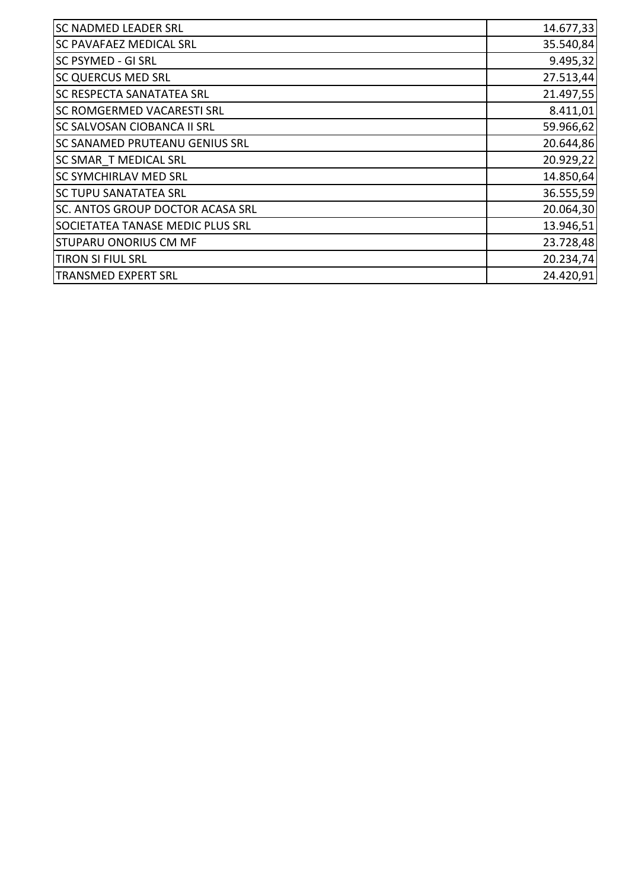| | |
|---|---|
| SC NADMED LEADER SRL | 14.677,33 |
| SC PAVAFAEZ MEDICAL SRL | 35.540,84 |
| SC PSYMED - GI SRL | 9.495,32 |
| SC QUERCUS MED SRL | 27.513,44 |
| SC RESPECTA SANATATEA SRL | 21.497,55 |
| SC ROMGERMED VACARESTI SRL | 8.411,01 |
| SC SALVOSAN CIOBANCA II SRL | 59.966,62 |
| SC SANAMED PRUTEANU GENIUS SRL | 20.644,86 |
| SC SMAR_T MEDICAL SRL | 20.929,22 |
| SC SYMCHIRLAV MED SRL | 14.850,64 |
| SC TUPU SANATATEA SRL | 36.555,59 |
| SC. ANTOS GROUP DOCTOR ACASA SRL | 20.064,30 |
| SOCIETATEA TANASE MEDIC PLUS SRL | 13.946,51 |
| STUPARU ONORIUS CM MF | 23.728,48 |
| TIRON SI FIUL SRL | 20.234,74 |
| TRANSMED EXPERT SRL | 24.420,91 |